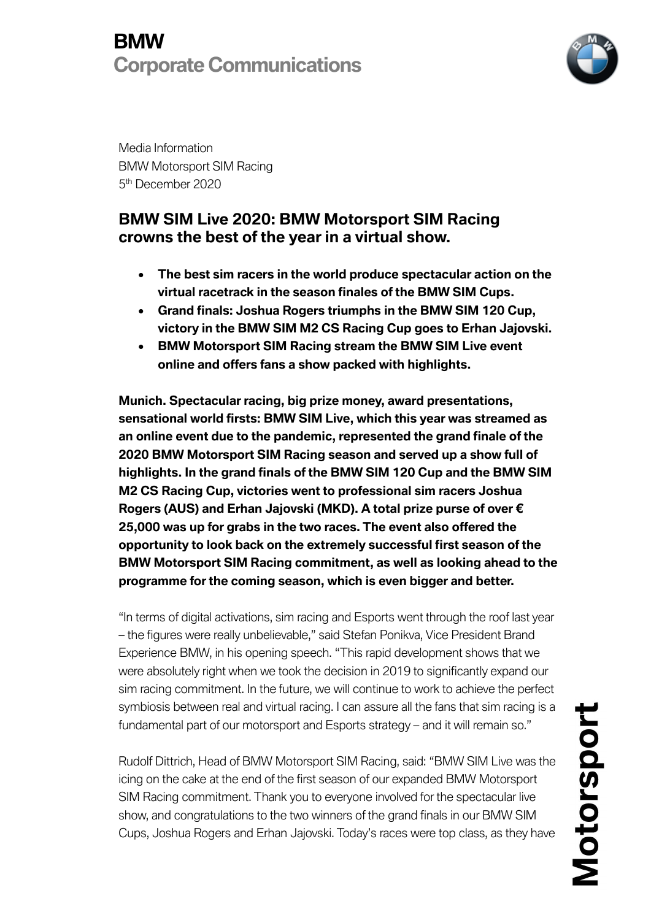# BMW
## Corporate Communications

Media Information
BMW Motorsport SIM Racing
5th December 2020

## BMW SIM Live 2020: BMW Motorsport SIM Racing crowns the best of the year in a virtual show.

- **The best sim racers in the world produce spectacular action on the virtual racetrack in the season finales of the BMW SIM Cups.**
- **Grand finals: Joshua Rogers triumphs in the BMW SIM 120 Cup, victory in the BMW SIM M2 CS Racing Cup goes to Erhan Jajovski.**
- **BMW Motorsport SIM Racing stream the BMW SIM Live event online and offers fans a show packed with highlights.**

**Munich. Spectacular racing, big prize money, award presentations, sensational world firsts: BMW SIM Live, which this year was streamed as an online event due to the pandemic, represented the grand finale of the 2020 BMW Motorsport SIM Racing season and served up a show full of highlights. In the grand finals of the BMW SIM 120 Cup and the BMW SIM M2 CS Racing Cup, victories went to professional sim racers Joshua Rogers (AUS) and Erhan Jajovski (MKD). A total prize purse of over € 25,000 was up for grabs in the two races. The event also offered the opportunity to look back on the extremely successful first season of the BMW Motorsport SIM Racing commitment, as well as looking ahead to the programme for the coming season, which is even bigger and better.**

"In terms of digital activations, sim racing and Esports went through the roof last year – the figures were really unbelievable," said Stefan Ponikva, Vice President Brand Experience BMW, in his opening speech. "This rapid development shows that we were absolutely right when we took the decision in 2019 to significantly expand our sim racing commitment. In the future, we will continue to work to achieve the perfect symbiosis between real and virtual racing. I can assure all the fans that sim racing is a fundamental part of our motorsport and Esports strategy – and it will remain so."

Rudolf Dittrich, Head of BMW Motorsport SIM Racing, said: "BMW SIM Live was the icing on the cake at the end of the first season of our expanded BMW Motorsport SIM Racing commitment. Thank you to everyone involved for the spectacular live show, and congratulations to the two winners of the grand finals in our BMW SIM Cups, Joshua Rogers and Erhan Jajovski. Today's races were top class, as they have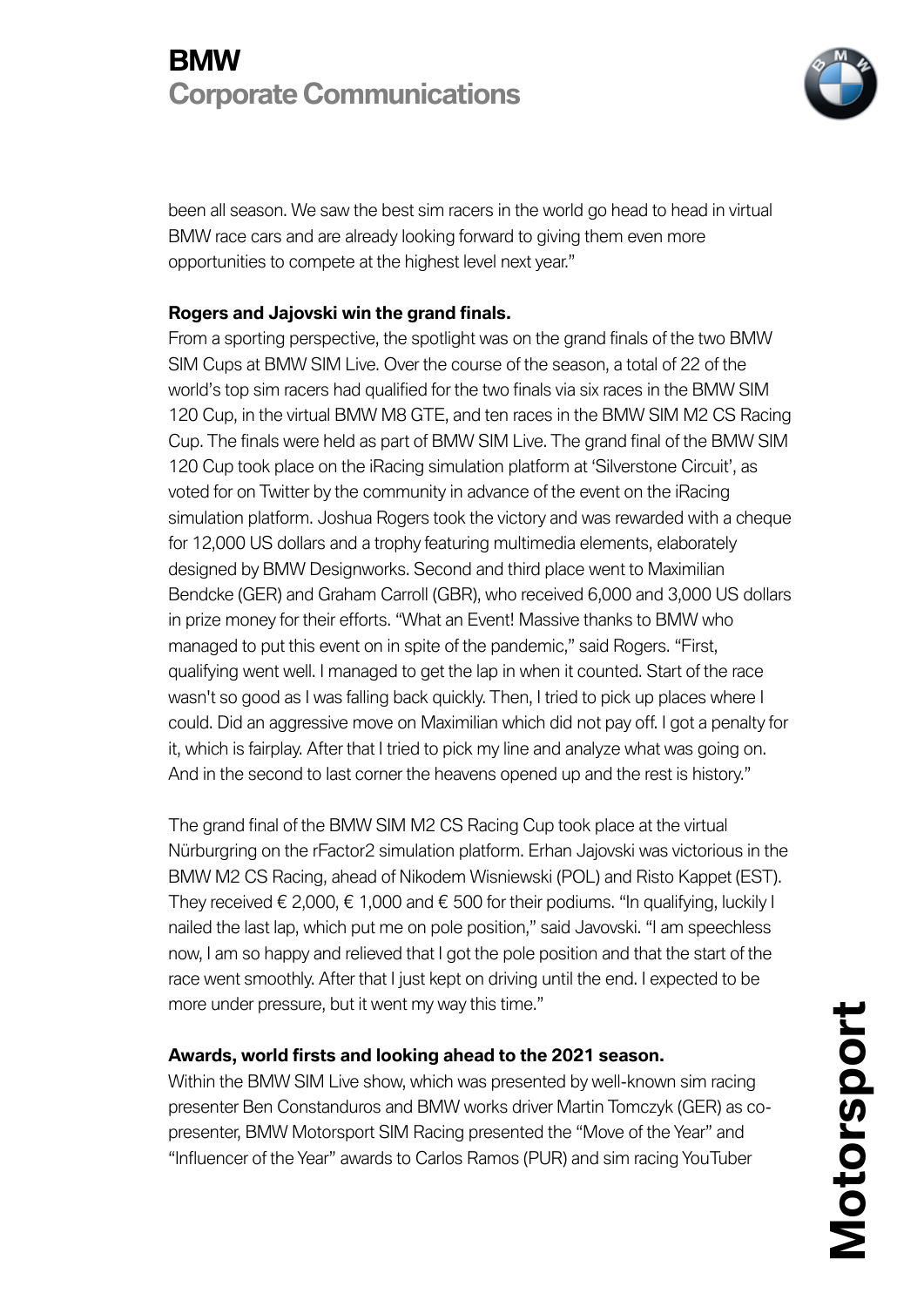been all season. We saw the best sim racers in the world go head to head in virtual BMW race cars and are already looking forward to giving them even more opportunities to compete at the highest level next year."

**Rogers and Jajovski win the grand finals.**

From a sporting perspective, the spotlight was on the grand finals of the two BMW SIM Cups at BMW SIM Live. Over the course of the season, a total of 22 of the world's top sim racers had qualified for the two finals via six races in the BMW SIM 120 Cup, in the virtual BMW M8 GTE, and ten races in the BMW SIM M2 CS Racing Cup. The finals were held as part of BMW SIM Live. The grand final of the BMW SIM 120 Cup took place on the iRacing simulation platform at 'Silverstone Circuit', as voted for on Twitter by the community in advance of the event on the iRacing simulation platform. Joshua Rogers took the victory and was rewarded with a cheque for 12,000 US dollars and a trophy featuring multimedia elements, elaborately designed by BMW Designworks. Second and third place went to Maximilian Bendcke (GER) and Graham Carroll (GBR), who received 6,000 and 3,000 US dollars in prize money for their efforts. "What an Event! Massive thanks to BMW who managed to put this event on in spite of the pandemic," said Rogers. "First, qualifying went well. I managed to get the lap in when it counted. Start of the race wasn't so good as I was falling back quickly. Then, I tried to pick up places where I could. Did an aggressive move on Maximilian which did not pay off. I got a penalty for it, which is fairplay. After that I tried to pick my line and analyze what was going on. And in the second to last corner the heavens opened up and the rest is history."

The grand final of the BMW SIM M2 CS Racing Cup took place at the virtual Nürburgring on the rFactor2 simulation platform. Erhan Jajovski was victorious in the BMW M2 CS Racing, ahead of Nikodem Wisniewski (POL) and Risto Kappet (EST). They received € 2,000, € 1,000 and € 500 for their podiums. "In qualifying, luckily I nailed the last lap, which put me on pole position," said Javovski. "I am speechless now, I am so happy and relieved that I got the pole position and that the start of the race went smoothly. After that I just kept on driving until the end. I expected to be more under pressure, but it went my way this time."

**Awards, world firsts and looking ahead to the 2021 season.**

Within the BMW SIM Live show, which was presented by well-known sim racing presenter Ben Constanduros and BMW works driver Martin Tomczyk (GER) as co-presenter, BMW Motorsport SIM Racing presented the "Move of the Year" and "Influencer of the Year" awards to Carlos Ramos (PUR) and sim racing YouTuber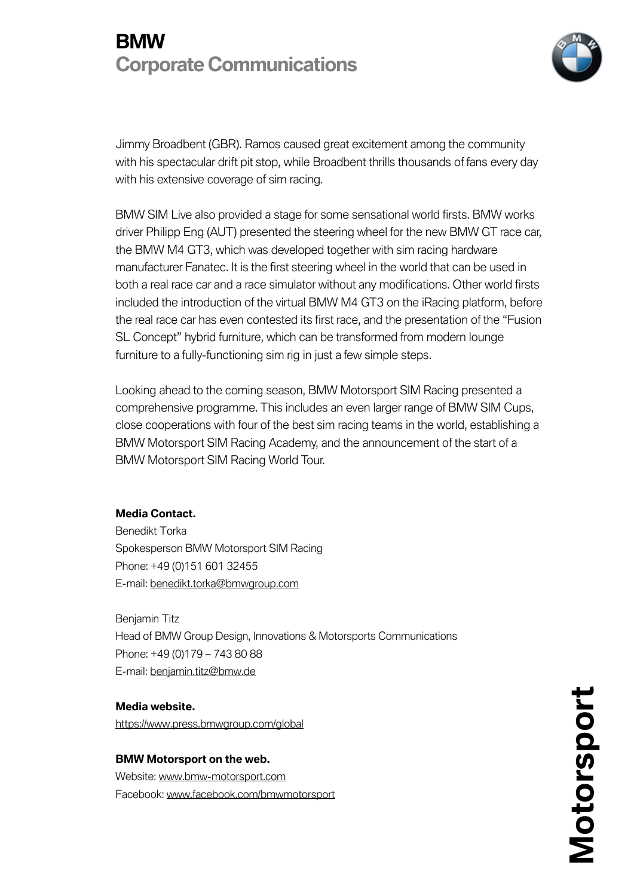Jimmy Broadbent (GBR). Ramos caused great excitement among the community with his spectacular drift pit stop, while Broadbent thrills thousands of fans every day with his extensive coverage of sim racing.

BMW SIM Live also provided a stage for some sensational world firsts. BMW works driver Philipp Eng (AUT) presented the steering wheel for the new BMW GT race car, the BMW M4 GT3, which was developed together with sim racing hardware manufacturer Fanatec. It is the first steering wheel in the world that can be used in both a real race car and a race simulator without any modifications. Other world firsts included the introduction of the virtual BMW M4 GT3 on the iRacing platform, before the real race car has even contested its first race, and the presentation of the "Fusion SL Concept" hybrid furniture, which can be transformed from modern lounge furniture to a fully-functioning sim rig in just a few simple steps.

Looking ahead to the coming season, BMW Motorsport SIM Racing presented a comprehensive programme. This includes an even larger range of BMW SIM Cups, close cooperations with four of the best sim racing teams in the world, establishing a BMW Motorsport SIM Racing Academy, and the announcement of the start of a BMW Motorsport SIM Racing World Tour.

**Media Contact.**

Benedikt Torka
Spokesperson BMW Motorsport SIM Racing
Phone: +49 (0)151 601 32455
E-mail: benedikt.torka@bmwgroup.com

Benjamin Titz
Head of BMW Group Design, Innovations & Motorsports Communications
Phone: +49 (0)179 – 743 80 88
E-mail: benjamin.titz@bmw.de

**Media website.**

https://www.press.bmwgroup.com/global

**BMW Motorsport on the web.**

Website: www.bmw-motorsport.com
Facebook: www.facebook.com/bmwmotorsport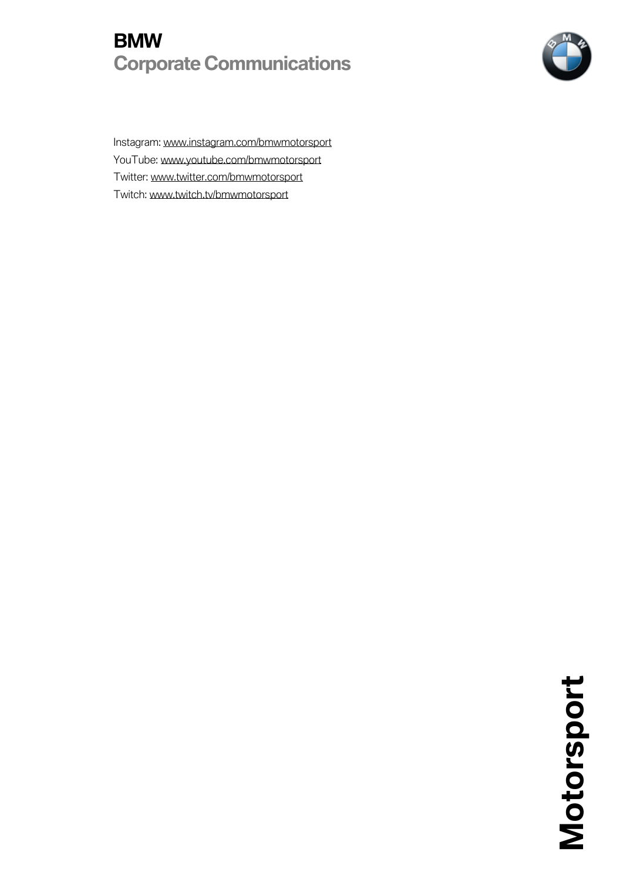Instagram: www.instagram.com/bmwmotorsport
YouTube: www.youtube.com/bmwmotorsport
Twitter: www.twitter.com/bmwmotorsport
Twitch: www.twitch.tv/bmwmotorsport